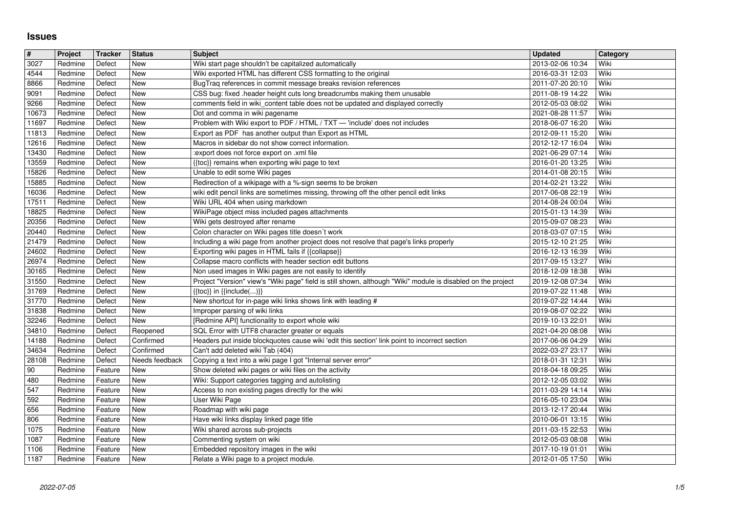# Issues

| # | Project | Tracker | Status | Subject | Updated | Category |
|---|---|---|---|---|---|---|
| 3027 | Redmine | Defect | New | Wiki start page shouldn't be capitalized automatically | 2013-02-06 10:34 | Wiki |
| 4544 | Redmine | Defect | New | Wiki exported HTML has different CSS formatting to the original | 2016-03-31 12:03 | Wiki |
| 8866 | Redmine | Defect | New | BugTraq references in commit message breaks revision references | 2011-07-20 20:10 | Wiki |
| 9091 | Redmine | Defect | New | CSS bug: fixed .header height cuts long breadcrumbs making them unusable | 2011-08-19 14:22 | Wiki |
| 9266 | Redmine | Defect | New | comments field in wiki_content table does not be updated and displayed correctly | 2012-05-03 08:02 | Wiki |
| 10673 | Redmine | Defect | New | Dot and comma in wiki pagename | 2021-08-28 11:57 | Wiki |
| 11697 | Redmine | Defect | New | Problem with Wiki export to PDF / HTML / TXT — 'include' does not includes | 2018-06-07 16:20 | Wiki |
| 11813 | Redmine | Defect | New | Export as PDF has another output than Export as HTML | 2012-09-11 15:20 | Wiki |
| 12616 | Redmine | Defect | New | Macros in sidebar do not show correct information. | 2012-12-17 16:04 | Wiki |
| 13430 | Redmine | Defect | New | :export does not force export on .xml file | 2021-06-29 07:14 | Wiki |
| 13559 | Redmine | Defect | New | {{toc}} remains when exporting wiki page to text | 2016-01-20 13:25 | Wiki |
| 15826 | Redmine | Defect | New | Unable to edit some Wiki pages | 2014-01-08 20:15 | Wiki |
| 15885 | Redmine | Defect | New | Redirection of a wikipage with a %-sign seems to be broken | 2014-02-21 13:22 | Wiki |
| 16036 | Redmine | Defect | New | wiki edit pencil links are sometimes missing, throwing off the other pencil edit links | 2017-06-08 22:19 | Wiki |
| 17511 | Redmine | Defect | New | Wiki URL 404 when using markdown | 2014-08-24 00:04 | Wiki |
| 18825 | Redmine | Defect | New | WikiPage object miss included pages attachments | 2015-01-13 14:39 | Wiki |
| 20356 | Redmine | Defect | New | Wiki gets destroyed after rename | 2015-09-07 08:23 | Wiki |
| 20440 | Redmine | Defect | New | Colon character on Wiki pages title doesn´t work | 2018-03-07 07:15 | Wiki |
| 21479 | Redmine | Defect | New | Including a wiki page from another project does not resolve that page's links properly | 2015-12-10 21:25 | Wiki |
| 24602 | Redmine | Defect | New | Exporting wiki pages in HTML fails if {{collapse}} | 2016-12-13 16:39 | Wiki |
| 26974 | Redmine | Defect | New | Collapse macro conflicts with header section edit buttons | 2017-09-15 13:27 | Wiki |
| 30165 | Redmine | Defect | New | Non used images in Wiki pages are not easily to identify | 2018-12-09 18:38 | Wiki |
| 31550 | Redmine | Defect | New | Project "Version" view's "Wiki page" field is still shown, although "Wiki" module is disabled on the project | 2019-12-08 07:34 | Wiki |
| 31769 | Redmine | Defect | New | {{toc}} in {{include(...)}} | 2019-07-22 11:48 | Wiki |
| 31770 | Redmine | Defect | New | New shortcut for in-page wiki links shows link with leading # | 2019-07-22 14:44 | Wiki |
| 31838 | Redmine | Defect | New | Improper parsing of wiki links | 2019-08-07 02:22 | Wiki |
| 32246 | Redmine | Defect | New | [Redmine API] functionality to export whole wiki | 2019-10-13 22:01 | Wiki |
| 34810 | Redmine | Defect | Reopened | SQL Error with UTF8 character greater or equals | 2021-04-20 08:08 | Wiki |
| 14188 | Redmine | Defect | Confirmed | Headers put inside blockquotes cause wiki 'edit this section' link point to incorrect section | 2017-06-06 04:29 | Wiki |
| 34634 | Redmine | Defect | Confirmed | Can't add deleted wiki Tab (404) | 2022-03-27 23:17 | Wiki |
| 28108 | Redmine | Defect | Needs feedback | Copying a text into a wiki page I got "Internal server error" | 2018-01-31 12:31 | Wiki |
| 90 | Redmine | Feature | New | Show deleted wiki pages or wiki files on the activity | 2018-04-18 09:25 | Wiki |
| 480 | Redmine | Feature | New | Wiki: Support categories tagging and autolisting | 2012-12-05 03:02 | Wiki |
| 547 | Redmine | Feature | New | Access to non existing pages directly for the wiki | 2011-03-29 14:14 | Wiki |
| 592 | Redmine | Feature | New | User Wiki Page | 2016-05-10 23:04 | Wiki |
| 656 | Redmine | Feature | New | Roadmap with wiki page | 2013-12-17 20:44 | Wiki |
| 806 | Redmine | Feature | New | Have wiki links display linked page title | 2010-06-01 13:15 | Wiki |
| 1075 | Redmine | Feature | New | Wiki shared across sub-projects | 2011-03-15 22:53 | Wiki |
| 1087 | Redmine | Feature | New | Commenting system on wiki | 2012-05-03 08:08 | Wiki |
| 1106 | Redmine | Feature | New | Embedded repository images in the wiki | 2017-10-19 01:01 | Wiki |
| 1187 | Redmine | Feature | New | Relate a Wiki page to a project module. | 2012-01-05 17:50 | Wiki |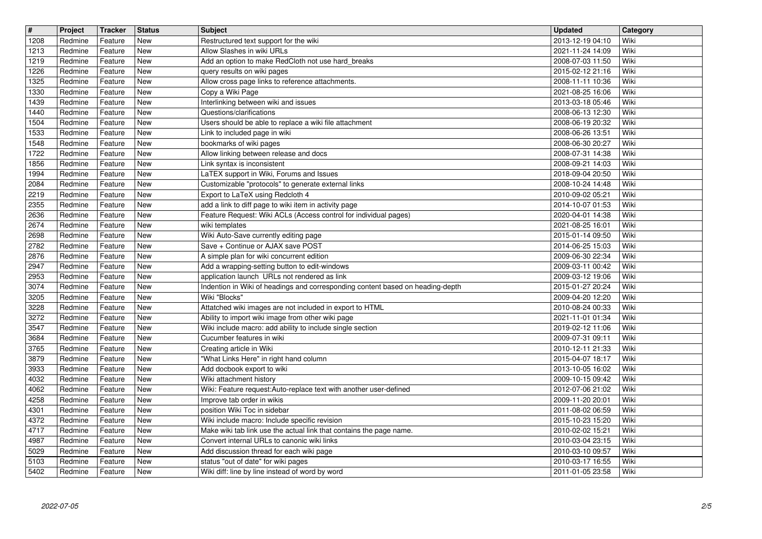| # | Project | Tracker | Status | Subject | Updated | Category |
| --- | --- | --- | --- | --- | --- | --- |
| 1208 | Redmine | Feature | New | Restructured text support for the wiki | 2013-12-19 04:10 | Wiki |
| 1213 | Redmine | Feature | New | Allow Slashes in wiki URLs | 2021-11-24 14:09 | Wiki |
| 1219 | Redmine | Feature | New | Add an option to make RedCloth not use hard_breaks | 2008-07-03 11:50 | Wiki |
| 1226 | Redmine | Feature | New | query results on wiki pages | 2015-02-12 21:16 | Wiki |
| 1325 | Redmine | Feature | New | Allow cross page links to reference attachments. | 2008-11-11 10:36 | Wiki |
| 1330 | Redmine | Feature | New | Copy a Wiki Page | 2021-08-25 16:06 | Wiki |
| 1439 | Redmine | Feature | New | Interlinking between wiki and issues | 2013-03-18 05:46 | Wiki |
| 1440 | Redmine | Feature | New | Questions/clarifications | 2008-06-13 12:30 | Wiki |
| 1504 | Redmine | Feature | New | Users should be able to replace a wiki file attachment | 2008-06-19 20:32 | Wiki |
| 1533 | Redmine | Feature | New | Link to included page in wiki | 2008-06-26 13:51 | Wiki |
| 1548 | Redmine | Feature | New | bookmarks of wiki pages | 2008-06-30 20:27 | Wiki |
| 1722 | Redmine | Feature | New | Allow linking between release and docs | 2008-07-31 14:38 | Wiki |
| 1856 | Redmine | Feature | New | Link syntax is inconsistent | 2008-09-21 14:03 | Wiki |
| 1994 | Redmine | Feature | New | LaTEX support in Wiki, Forums and Issues | 2018-09-04 20:50 | Wiki |
| 2084 | Redmine | Feature | New | Customizable "protocols" to generate external links | 2008-10-24 14:48 | Wiki |
| 2219 | Redmine | Feature | New | Export to LaTeX using Redcloth 4 | 2010-09-02 05:21 | Wiki |
| 2355 | Redmine | Feature | New | add a link to diff page to wiki item in activity page | 2014-10-07 01:53 | Wiki |
| 2636 | Redmine | Feature | New | Feature Request: Wiki ACLs (Access control for individual pages) | 2020-04-01 14:38 | Wiki |
| 2674 | Redmine | Feature | New | wiki templates | 2021-08-25 16:01 | Wiki |
| 2698 | Redmine | Feature | New | Wiki Auto-Save currently editing page | 2015-01-14 09:50 | Wiki |
| 2782 | Redmine | Feature | New | Save + Continue or AJAX save POST | 2014-06-25 15:03 | Wiki |
| 2876 | Redmine | Feature | New | A simple plan for wiki concurrent edition | 2009-06-30 22:34 | Wiki |
| 2947 | Redmine | Feature | New | Add a wrapping-setting button to edit-windows | 2009-03-11 00:42 | Wiki |
| 2953 | Redmine | Feature | New | application launch URLs not rendered as link | 2009-03-12 19:06 | Wiki |
| 3074 | Redmine | Feature | New | Indention in Wiki of headings and corresponding content based on heading-depth | 2015-01-27 20:24 | Wiki |
| 3205 | Redmine | Feature | New | Wiki "Blocks" | 2009-04-20 12:20 | Wiki |
| 3228 | Redmine | Feature | New | Attatched wiki images are not included in export to HTML | 2010-08-24 00:33 | Wiki |
| 3272 | Redmine | Feature | New | Ability to import wiki image from other wiki page | 2021-11-01 01:34 | Wiki |
| 3547 | Redmine | Feature | New | Wiki include macro: add ability to include single section | 2019-02-12 11:06 | Wiki |
| 3684 | Redmine | Feature | New | Cucumber features in wiki | 2009-07-31 09:11 | Wiki |
| 3765 | Redmine | Feature | New | Creating article in Wiki | 2010-12-11 21:33 | Wiki |
| 3879 | Redmine | Feature | New | "What Links Here" in right hand column | 2015-04-07 18:17 | Wiki |
| 3933 | Redmine | Feature | New | Add docbook export to wiki | 2013-10-05 16:02 | Wiki |
| 4032 | Redmine | Feature | New | Wiki attachment history | 2009-10-15 09:42 | Wiki |
| 4062 | Redmine | Feature | New | Wiki: Feature request:Auto-replace text with another user-defined | 2012-07-06 21:02 | Wiki |
| 4258 | Redmine | Feature | New | Improve tab order in wikis | 2009-11-20 20:01 | Wiki |
| 4301 | Redmine | Feature | New | position Wiki Toc in sidebar | 2011-08-02 06:59 | Wiki |
| 4372 | Redmine | Feature | New | Wiki include macro: Include specific revision | 2015-10-23 15:20 | Wiki |
| 4717 | Redmine | Feature | New | Make wiki tab link use the actual link that contains the page name. | 2010-02-02 15:21 | Wiki |
| 4987 | Redmine | Feature | New | Convert internal URLs to canonic wiki links | 2010-03-04 23:15 | Wiki |
| 5029 | Redmine | Feature | New | Add discussion thread for each wiki page | 2010-03-10 09:57 | Wiki |
| 5103 | Redmine | Feature | New | status "out of date" for wiki pages | 2010-03-17 16:55 | Wiki |
| 5402 | Redmine | Feature | New | Wiki diff: line by line instead of word by word | 2011-01-05 23:58 | Wiki |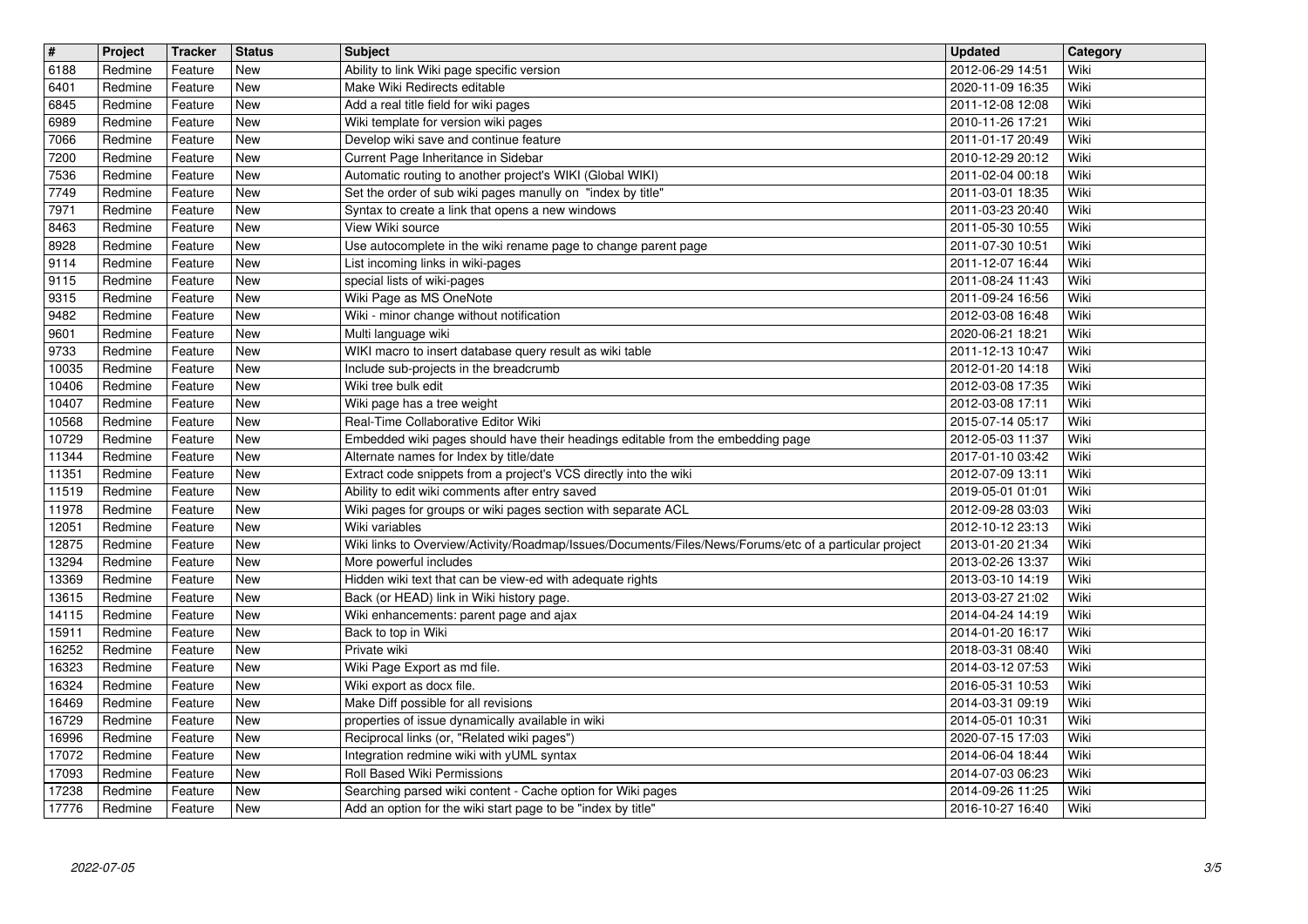| # | Project | Tracker | Status | Subject | Updated | Category |
| --- | --- | --- | --- | --- | --- | --- |
| 6188 | Redmine | Feature | New | Ability to link Wiki page specific version | 2012-06-29 14:51 | Wiki |
| 6401 | Redmine | Feature | New | Make Wiki Redirects editable | 2020-11-09 16:35 | Wiki |
| 6845 | Redmine | Feature | New | Add a real title field for wiki pages | 2011-12-08 12:08 | Wiki |
| 6989 | Redmine | Feature | New | Wiki template for version wiki pages | 2010-11-26 17:21 | Wiki |
| 7066 | Redmine | Feature | New | Develop wiki save and continue feature | 2011-01-17 20:49 | Wiki |
| 7200 | Redmine | Feature | New | Current Page Inheritance in Sidebar | 2010-12-29 20:12 | Wiki |
| 7536 | Redmine | Feature | New | Automatic routing to another project's WIKI (Global WIKI) | 2011-02-04 00:18 | Wiki |
| 7749 | Redmine | Feature | New | Set the order of sub wiki pages manully on "index by title" | 2011-03-01 18:35 | Wiki |
| 7971 | Redmine | Feature | New | Syntax to create a link that opens a new windows | 2011-03-23 20:40 | Wiki |
| 8463 | Redmine | Feature | New | View Wiki source | 2011-05-30 10:55 | Wiki |
| 8928 | Redmine | Feature | New | Use autocomplete in the wiki rename page to change parent page | 2011-07-30 10:51 | Wiki |
| 9114 | Redmine | Feature | New | List incoming links in wiki-pages | 2011-12-07 16:44 | Wiki |
| 9115 | Redmine | Feature | New | special lists of wiki-pages | 2011-08-24 11:43 | Wiki |
| 9315 | Redmine | Feature | New | Wiki Page as MS OneNote | 2011-09-24 16:56 | Wiki |
| 9482 | Redmine | Feature | New | Wiki - minor change without notification | 2012-03-08 16:48 | Wiki |
| 9601 | Redmine | Feature | New | Multi language wiki | 2020-06-21 18:21 | Wiki |
| 9733 | Redmine | Feature | New | WIKI macro to insert database query result as wiki table | 2011-12-13 10:47 | Wiki |
| 10035 | Redmine | Feature | New | Include sub-projects in the breadcrumb | 2012-01-20 14:18 | Wiki |
| 10406 | Redmine | Feature | New | Wiki tree bulk edit | 2012-03-08 17:35 | Wiki |
| 10407 | Redmine | Feature | New | Wiki page has a tree weight | 2012-03-08 17:11 | Wiki |
| 10568 | Redmine | Feature | New | Real-Time Collaborative Editor Wiki | 2015-07-14 05:17 | Wiki |
| 10729 | Redmine | Feature | New | Embedded wiki pages should have their headings editable from the embedding page | 2012-05-03 11:37 | Wiki |
| 11344 | Redmine | Feature | New | Alternate names for Index by title/date | 2017-01-10 03:42 | Wiki |
| 11351 | Redmine | Feature | New | Extract code snippets from a project's VCS directly into the wiki | 2012-07-09 13:11 | Wiki |
| 11519 | Redmine | Feature | New | Ability to edit wiki comments after entry saved | 2019-05-01 01:01 | Wiki |
| 11978 | Redmine | Feature | New | Wiki pages for groups or wiki pages section with separate ACL | 2012-09-28 03:03 | Wiki |
| 12051 | Redmine | Feature | New | Wiki variables | 2012-10-12 23:13 | Wiki |
| 12875 | Redmine | Feature | New | Wiki links to Overview/Activity/Roadmap/Issues/Documents/Files/News/Forums/etc of a particular project | 2013-01-20 21:34 | Wiki |
| 13294 | Redmine | Feature | New | More powerful includes | 2013-02-26 13:37 | Wiki |
| 13369 | Redmine | Feature | New | Hidden wiki text that can be view-ed with adequate rights | 2013-03-10 14:19 | Wiki |
| 13615 | Redmine | Feature | New | Back (or HEAD) link in Wiki history page. | 2013-03-27 21:02 | Wiki |
| 14115 | Redmine | Feature | New | Wiki enhancements: parent page and ajax | 2014-04-24 14:19 | Wiki |
| 15911 | Redmine | Feature | New | Back to top in Wiki | 2014-01-20 16:17 | Wiki |
| 16252 | Redmine | Feature | New | Private wiki | 2018-03-31 08:40 | Wiki |
| 16323 | Redmine | Feature | New | Wiki Page Export as md file. | 2014-03-12 07:53 | Wiki |
| 16324 | Redmine | Feature | New | Wiki export as docx file. | 2016-05-31 10:53 | Wiki |
| 16469 | Redmine | Feature | New | Make Diff possible for all revisions | 2014-03-31 09:19 | Wiki |
| 16729 | Redmine | Feature | New | properties of issue dynamically available in wiki | 2014-05-01 10:31 | Wiki |
| 16996 | Redmine | Feature | New | Reciprocal links (or, "Related wiki pages") | 2020-07-15 17:03 | Wiki |
| 17072 | Redmine | Feature | New | Integration redmine wiki with yUML syntax | 2014-06-04 18:44 | Wiki |
| 17093 | Redmine | Feature | New | Roll Based Wiki Permissions | 2014-07-03 06:23 | Wiki |
| 17238 | Redmine | Feature | New | Searching parsed wiki content - Cache option for Wiki pages | 2014-09-26 11:25 | Wiki |
| 17776 | Redmine | Feature | New | Add an option for the wiki start page to be "index by title" | 2016-10-27 16:40 | Wiki |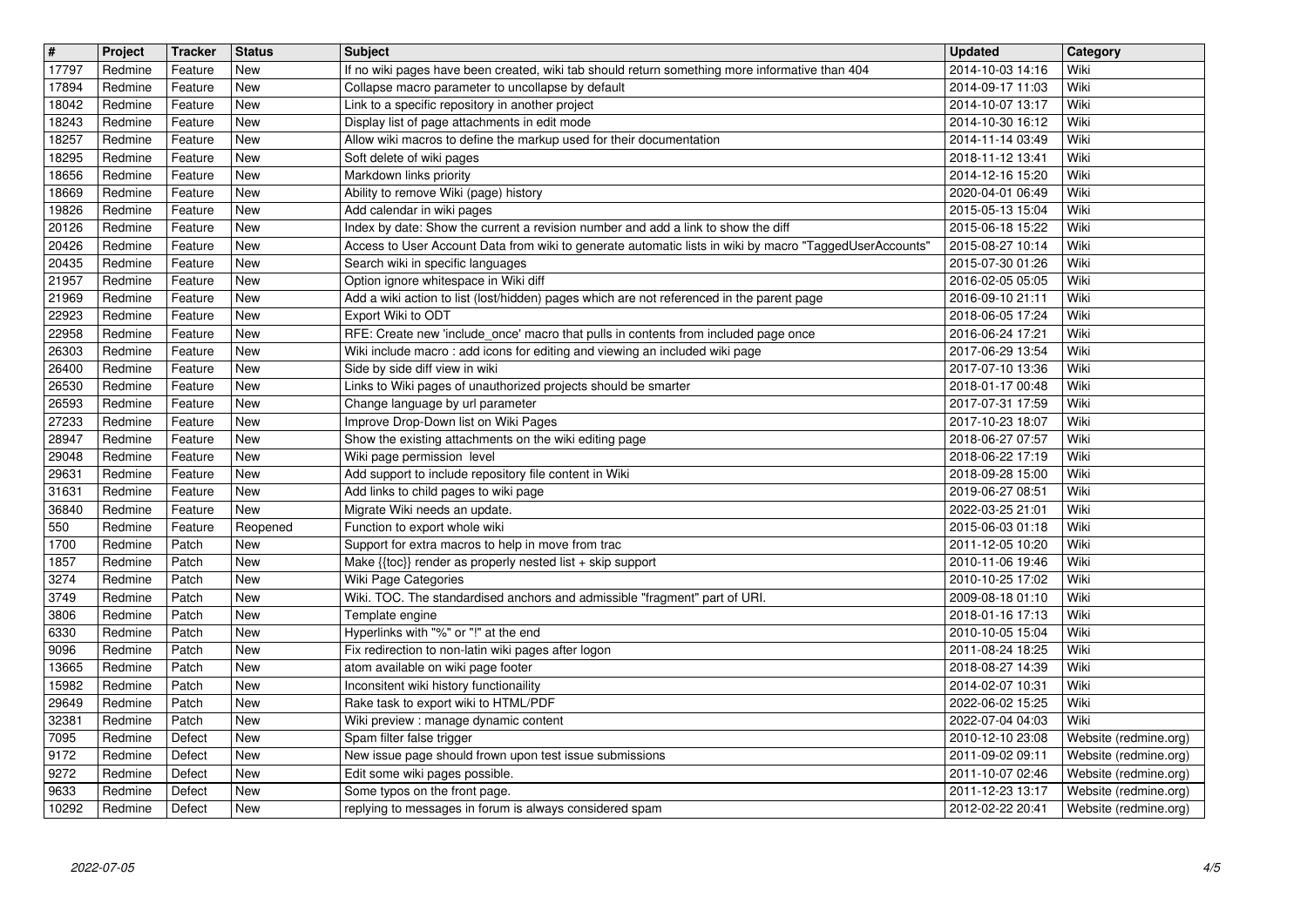| # | Project | Tracker | Status | Subject | Updated | Category |
|---|---|---|---|---|---|---|
| 17797 | Redmine | Feature | New | If no wiki pages have been created, wiki tab should return something more informative than 404 | 2014-10-03 14:16 | Wiki |
| 17894 | Redmine | Feature | New | Collapse macro parameter to uncollapse by default | 2014-09-17 11:03 | Wiki |
| 18042 | Redmine | Feature | New | Link to a specific repository in another project | 2014-10-07 13:17 | Wiki |
| 18243 | Redmine | Feature | New | Display list of page attachments in edit mode | 2014-10-30 16:12 | Wiki |
| 18257 | Redmine | Feature | New | Allow wiki macros to define the markup used for their documentation | 2014-11-14 03:49 | Wiki |
| 18295 | Redmine | Feature | New | Soft delete of wiki pages | 2018-11-12 13:41 | Wiki |
| 18656 | Redmine | Feature | New | Markdown links priority | 2014-12-16 15:20 | Wiki |
| 18669 | Redmine | Feature | New | Ability to remove Wiki (page) history | 2020-04-01 06:49 | Wiki |
| 19826 | Redmine | Feature | New | Add calendar in wiki pages | 2015-05-13 15:04 | Wiki |
| 20126 | Redmine | Feature | New | Index by date: Show the current a revision number and add a link to show the diff | 2015-06-18 15:22 | Wiki |
| 20426 | Redmine | Feature | New | Access to User Account Data from wiki to generate automatic lists in wiki by macro "TaggedUserAccounts" | 2015-08-27 10:14 | Wiki |
| 20435 | Redmine | Feature | New | Search wiki in specific languages | 2015-07-30 01:26 | Wiki |
| 21957 | Redmine | Feature | New | Option ignore whitespace in Wiki diff | 2016-02-05 05:05 | Wiki |
| 21969 | Redmine | Feature | New | Add a wiki action to list (lost/hidden) pages which are not referenced in the parent page | 2016-09-10 21:11 | Wiki |
| 22923 | Redmine | Feature | New | Export Wiki to ODT | 2018-06-05 17:24 | Wiki |
| 22958 | Redmine | Feature | New | RFE: Create new 'include_once' macro that pulls in contents from included page once | 2016-06-24 17:21 | Wiki |
| 26303 | Redmine | Feature | New | Wiki include macro : add icons for editing and viewing an included wiki page | 2017-06-29 13:54 | Wiki |
| 26400 | Redmine | Feature | New | Side by side diff view in wiki | 2017-07-10 13:36 | Wiki |
| 26530 | Redmine | Feature | New | Links to Wiki pages of unauthorized projects should be smarter | 2018-01-17 00:48 | Wiki |
| 26593 | Redmine | Feature | New | Change language by url parameter | 2017-07-31 17:59 | Wiki |
| 27233 | Redmine | Feature | New | Improve Drop-Down list on Wiki Pages | 2017-10-23 18:07 | Wiki |
| 28947 | Redmine | Feature | New | Show the existing attachments on the wiki editing page | 2018-06-27 07:57 | Wiki |
| 29048 | Redmine | Feature | New | Wiki page permission level | 2018-06-22 17:19 | Wiki |
| 29631 | Redmine | Feature | New | Add support to include repository file content in Wiki | 2018-09-28 15:00 | Wiki |
| 31631 | Redmine | Feature | New | Add links to child pages to wiki page | 2019-06-27 08:51 | Wiki |
| 36840 | Redmine | Feature | New | Migrate Wiki needs an update. | 2022-03-25 21:01 | Wiki |
| 550 | Redmine | Feature | Reopened | Function to export whole wiki | 2015-06-03 01:18 | Wiki |
| 1700 | Redmine | Patch | New | Support for extra macros to help in move from trac | 2011-12-05 10:20 | Wiki |
| 1857 | Redmine | Patch | New | Make {{toc}} render as properly nested list + skip support | 2010-11-06 19:46 | Wiki |
| 3274 | Redmine | Patch | New | Wiki Page Categories | 2010-10-25 17:02 | Wiki |
| 3749 | Redmine | Patch | New | Wiki. TOC. The standardised anchors and admissible "fragment" part of URI. | 2009-08-18 01:10 | Wiki |
| 3806 | Redmine | Patch | New | Template engine | 2018-01-16 17:13 | Wiki |
| 6330 | Redmine | Patch | New | Hyperlinks with "%" or "!" at the end | 2010-10-05 15:04 | Wiki |
| 9096 | Redmine | Patch | New | Fix redirection to non-latin wiki pages after logon | 2011-08-24 18:25 | Wiki |
| 13665 | Redmine | Patch | New | atom available on wiki page footer | 2018-08-27 14:39 | Wiki |
| 15982 | Redmine | Patch | New | Inconsitent wiki history functionaility | 2014-02-07 10:31 | Wiki |
| 29649 | Redmine | Patch | New | Rake task to export wiki to HTML/PDF | 2022-06-02 15:25 | Wiki |
| 32381 | Redmine | Patch | New | Wiki preview : manage dynamic content | 2022-07-04 04:03 | Wiki |
| 7095 | Redmine | Defect | New | Spam filter false trigger | 2010-12-10 23:08 | Website (redmine.org) |
| 9172 | Redmine | Defect | New | New issue page should frown upon test issue submissions | 2011-09-02 09:11 | Website (redmine.org) |
| 9272 | Redmine | Defect | New | Edit some wiki pages possible. | 2011-10-07 02:46 | Website (redmine.org) |
| 9633 | Redmine | Defect | New | Some typos on the front page. | 2011-12-23 13:17 | Website (redmine.org) |
| 10292 | Redmine | Defect | New | replying to messages in forum is always considered spam | 2012-02-22 20:41 | Website (redmine.org) |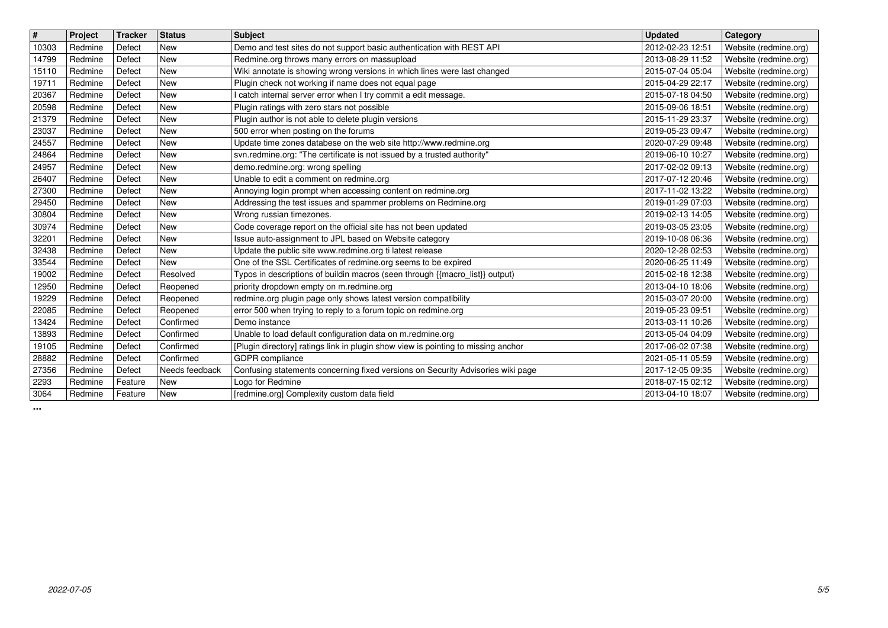| # | Project | Tracker | Status | Subject | Updated | Category |
|---|---|---|---|---|---|---|
| 10303 | Redmine | Defect | New | Demo and test sites do not support basic authentication with REST API | 2012-02-23 12:51 | Website (redmine.org) |
| 14799 | Redmine | Defect | New | Redmine.org throws many errors on massupload | 2013-08-29 11:52 | Website (redmine.org) |
| 15110 | Redmine | Defect | New | Wiki annotate is showing wrong versions in which lines were last changed | 2015-07-04 05:04 | Website (redmine.org) |
| 19711 | Redmine | Defect | New | Plugin check not working if name does not equal page | 2015-04-29 22:17 | Website (redmine.org) |
| 20367 | Redmine | Defect | New | I catch internal server error when I try commit a edit message. | 2015-07-18 04:50 | Website (redmine.org) |
| 20598 | Redmine | Defect | New | Plugin ratings with zero stars not possible | 2015-09-06 18:51 | Website (redmine.org) |
| 21379 | Redmine | Defect | New | Plugin author is not able to delete plugin versions | 2015-11-29 23:37 | Website (redmine.org) |
| 23037 | Redmine | Defect | New | 500 error when posting on the forums | 2019-05-23 09:47 | Website (redmine.org) |
| 24557 | Redmine | Defect | New | Update time zones databese on the web site http://www.redmine.org | 2020-07-29 09:48 | Website (redmine.org) |
| 24864 | Redmine | Defect | New | svn.redmine.org: "The certificate is not issued by a trusted authority" | 2019-06-10 10:27 | Website (redmine.org) |
| 24957 | Redmine | Defect | New | demo.redmine.org: wrong spelling | 2017-02-02 09:13 | Website (redmine.org) |
| 26407 | Redmine | Defect | New | Unable to edit a comment on redmine.org | 2017-07-12 20:46 | Website (redmine.org) |
| 27300 | Redmine | Defect | New | Annoying login prompt when accessing content on redmine.org | 2017-11-02 13:22 | Website (redmine.org) |
| 29450 | Redmine | Defect | New | Addressing the test issues and spammer problems on Redmine.org | 2019-01-29 07:03 | Website (redmine.org) |
| 30804 | Redmine | Defect | New | Wrong russian timezones. | 2019-02-13 14:05 | Website (redmine.org) |
| 30974 | Redmine | Defect | New | Code coverage report on the official site has not been updated | 2019-03-05 23:05 | Website (redmine.org) |
| 32201 | Redmine | Defect | New | Issue auto-assignment to JPL based on Website category | 2019-10-08 06:36 | Website (redmine.org) |
| 32438 | Redmine | Defect | New | Update the public site www.redmine.org ti latest release | 2020-12-28 02:53 | Website (redmine.org) |
| 33544 | Redmine | Defect | New | One of the SSL Certificates of redmine.org seems to be expired | 2020-06-25 11:49 | Website (redmine.org) |
| 19002 | Redmine | Defect | Resolved | Typos in descriptions of buildin macros (seen through {{macro_list}} output) | 2015-02-18 12:38 | Website (redmine.org) |
| 12950 | Redmine | Defect | Reopened | priority dropdown empty on m.redmine.org | 2013-04-10 18:06 | Website (redmine.org) |
| 19229 | Redmine | Defect | Reopened | redmine.org plugin page only shows latest version compatibility | 2015-03-07 20:00 | Website (redmine.org) |
| 22085 | Redmine | Defect | Reopened | error 500 when trying to reply to a forum topic on redmine.org | 2019-05-23 09:51 | Website (redmine.org) |
| 13424 | Redmine | Defect | Confirmed | Demo instance | 2013-03-11 10:26 | Website (redmine.org) |
| 13893 | Redmine | Defect | Confirmed | Unable to load default configuration data on m.redmine.org | 2013-05-04 04:09 | Website (redmine.org) |
| 19105 | Redmine | Defect | Confirmed | [Plugin directory] ratings link in plugin show view is pointing to missing anchor | 2017-06-02 07:38 | Website (redmine.org) |
| 28882 | Redmine | Defect | Confirmed | GDPR compliance | 2021-05-11 05:59 | Website (redmine.org) |
| 27356 | Redmine | Defect | Needs feedback | Confusing statements concerning fixed versions on Security Advisories wiki page | 2017-12-05 09:35 | Website (redmine.org) |
| 2293 | Redmine | Feature | New | Logo for Redmine | 2018-07-15 02:12 | Website (redmine.org) |
| 3064 | Redmine | Feature | New | [redmine.org] Complexity custom data field | 2013-04-10 18:07 | Website (redmine.org) |

...